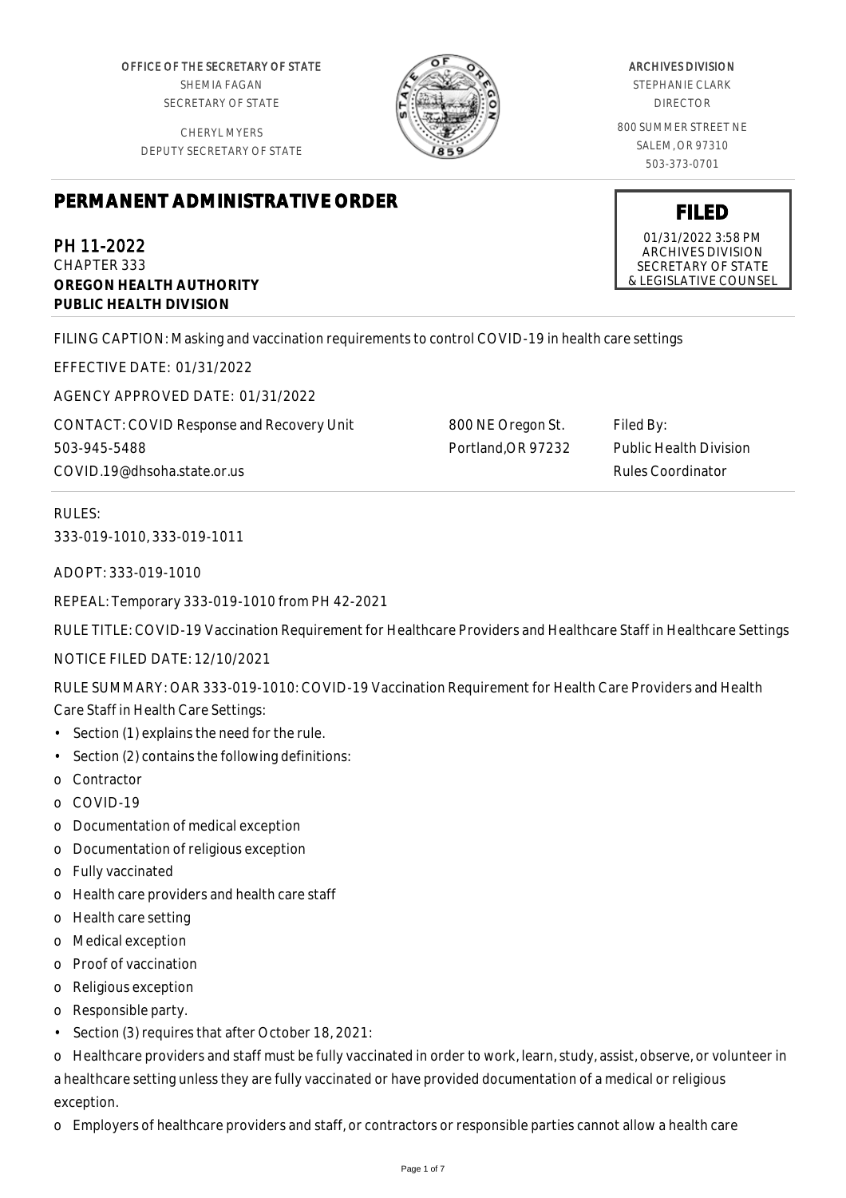OFFICE OF THE SECRETARY OF STATE
SHEMIA FAGAN
SECRETARY OF STATE

CHERYL MYERS
DEPUTY SECRETARY OF STATE

ARCHIVES DIVISION
STEPHANIE CLARK
DIRECTOR

800 SUMMER STREET NE
SALEM, OR 97310
503-373-0701

# PERMANENT ADMINISTRATIVE ORDER

**FILED**
01/31/2022 3:58 PM
ARCHIVES DIVISION
SECRETARY OF STATE
& LEGISLATIVE COUNSEL

PH 11-2022
CHAPTER 333
**OREGON HEALTH AUTHORITY**
**PUBLIC HEALTH DIVISION**

FILING CAPTION: Masking and vaccination requirements to control COVID-19 in health care settings

EFFECTIVE DATE: 01/31/2022

AGENCY APPROVED DATE: 01/31/2022

CONTACT: COVID Response and Recovery Unit
503-945-5488
COVID.19@dhsoha.state.or.us

800 NE Oregon St.
Portland,OR 97232

Filed By:
Public Health Division
Rules Coordinator

RULES:
333-019-1010, 333-019-1011

ADOPT: 333-019-1010

REPEAL: Temporary 333-019-1010 from PH 42-2021

RULE TITLE: COVID-19 Vaccination Requirement for Healthcare Providers and Healthcare Staff in Healthcare Settings

NOTICE FILED DATE: 12/10/2021

RULE SUMMARY: OAR 333-019-1010: COVID-19 Vaccination Requirement for Health Care Providers and Health Care Staff in Health Care Settings:

- Section (1) explains the need for the rule.
- Section (2) contains the following definitions:
  - o Contractor
  - o COVID-19
  - o Documentation of medical exception
  - o Documentation of religious exception
  - o Fully vaccinated
  - o Health care providers and health care staff
  - o Health care setting
  - o Medical exception
  - o Proof of vaccination
  - o Religious exception
  - o Responsible party.
- Section (3) requires that after October 18, 2021:
  - o Healthcare providers and staff must be fully vaccinated in order to work, learn, study, assist, observe, or volunteer in a healthcare setting unless they are fully vaccinated or have provided documentation of a medical or religious exception.
  - o Employers of healthcare providers and staff, or contractors or responsible parties cannot allow a health care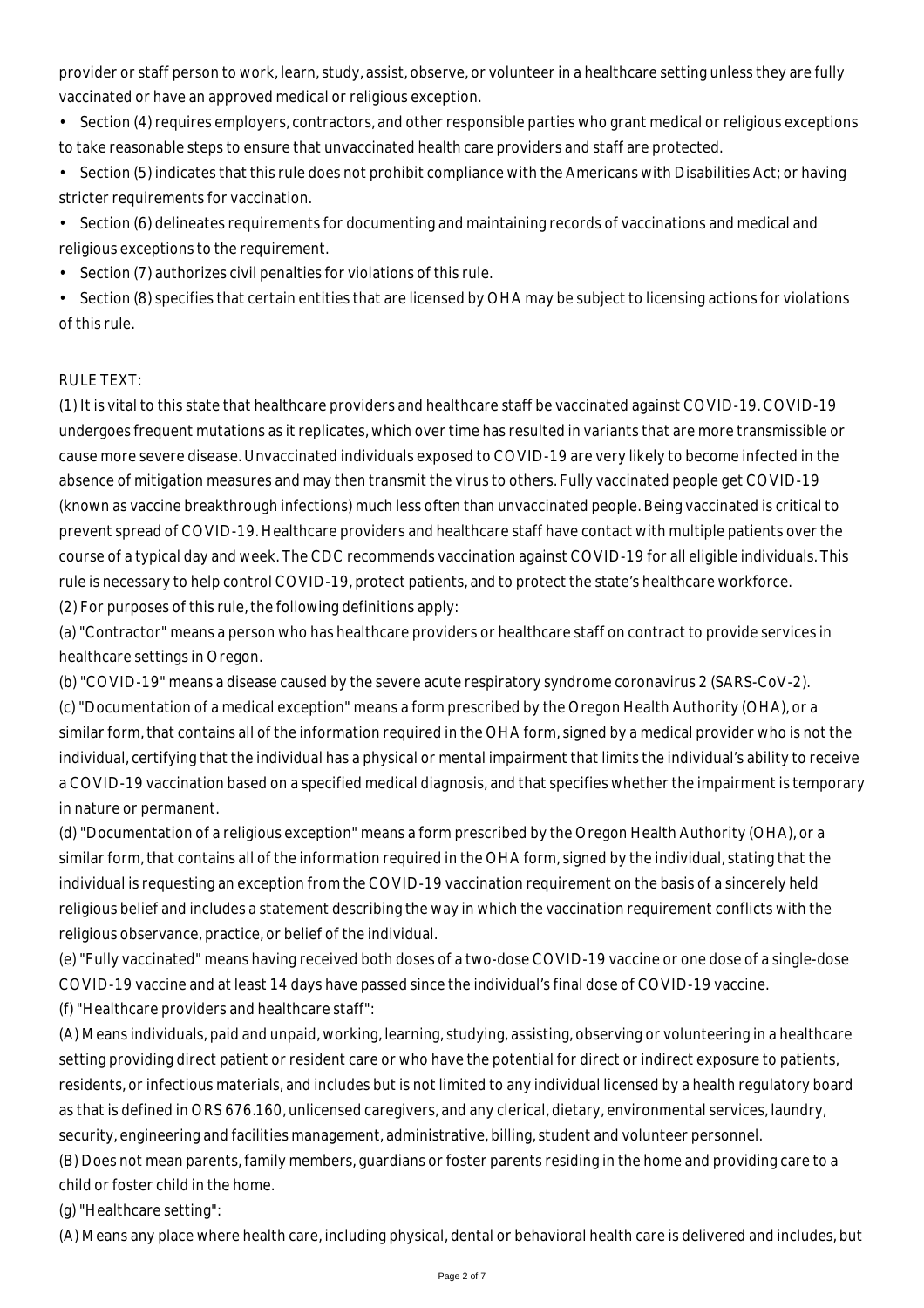provider or staff person to work, learn, study, assist, observe, or volunteer in a healthcare setting unless they are fully vaccinated or have an approved medical or religious exception.

- Section (4) requires employers, contractors, and other responsible parties who grant medical or religious exceptions to take reasonable steps to ensure that unvaccinated health care providers and staff are protected.
- Section (5) indicates that this rule does not prohibit compliance with the Americans with Disabilities Act; or having stricter requirements for vaccination.
- Section (6) delineates requirements for documenting and maintaining records of vaccinations and medical and religious exceptions to the requirement.
- Section (7) authorizes civil penalties for violations of this rule.
- Section (8) specifies that certain entities that are licensed by OHA may be subject to licensing actions for violations of this rule.

RULE TEXT:

(1) It is vital to this state that healthcare providers and healthcare staff be vaccinated against COVID-19. COVID-19 undergoes frequent mutations as it replicates, which over time has resulted in variants that are more transmissible or cause more severe disease. Unvaccinated individuals exposed to COVID-19 are very likely to become infected in the absence of mitigation measures and may then transmit the virus to others. Fully vaccinated people get COVID-19 (known as vaccine breakthrough infections) much less often than unvaccinated people. Being vaccinated is critical to prevent spread of COVID-19. Healthcare providers and healthcare staff have contact with multiple patients over the course of a typical day and week. The CDC recommends vaccination against COVID-19 for all eligible individuals. This rule is necessary to help control COVID-19, protect patients, and to protect the state's healthcare workforce.

(2) For purposes of this rule, the following definitions apply:

(a) "Contractor" means a person who has healthcare providers or healthcare staff on contract to provide services in healthcare settings in Oregon.

(b) "COVID-19" means a disease caused by the severe acute respiratory syndrome coronavirus 2 (SARS-CoV-2).

(c) "Documentation of a medical exception" means a form prescribed by the Oregon Health Authority (OHA), or a similar form, that contains all of the information required in the OHA form, signed by a medical provider who is not the individual, certifying that the individual has a physical or mental impairment that limits the individual's ability to receive a COVID-19 vaccination based on a specified medical diagnosis, and that specifies whether the impairment is temporary in nature or permanent.

(d) "Documentation of a religious exception" means a form prescribed by the Oregon Health Authority (OHA), or a similar form, that contains all of the information required in the OHA form, signed by the individual, stating that the individual is requesting an exception from the COVID-19 vaccination requirement on the basis of a sincerely held religious belief and includes a statement describing the way in which the vaccination requirement conflicts with the religious observance, practice, or belief of the individual.

(e) "Fully vaccinated" means having received both doses of a two-dose COVID-19 vaccine or one dose of a single-dose COVID-19 vaccine and at least 14 days have passed since the individual's final dose of COVID-19 vaccine.

(f) "Healthcare providers and healthcare staff":

(A) Means individuals, paid and unpaid, working, learning, studying, assisting, observing or volunteering in a healthcare setting providing direct patient or resident care or who have the potential for direct or indirect exposure to patients, residents, or infectious materials, and includes but is not limited to any individual licensed by a health regulatory board as that is defined in ORS 676.160, unlicensed caregivers, and any clerical, dietary, environmental services, laundry, security, engineering and facilities management, administrative, billing, student and volunteer personnel.

(B) Does not mean parents, family members, guardians or foster parents residing in the home and providing care to a child or foster child in the home.

(g) "Healthcare setting":

(A) Means any place where health care, including physical, dental or behavioral health care is delivered and includes, but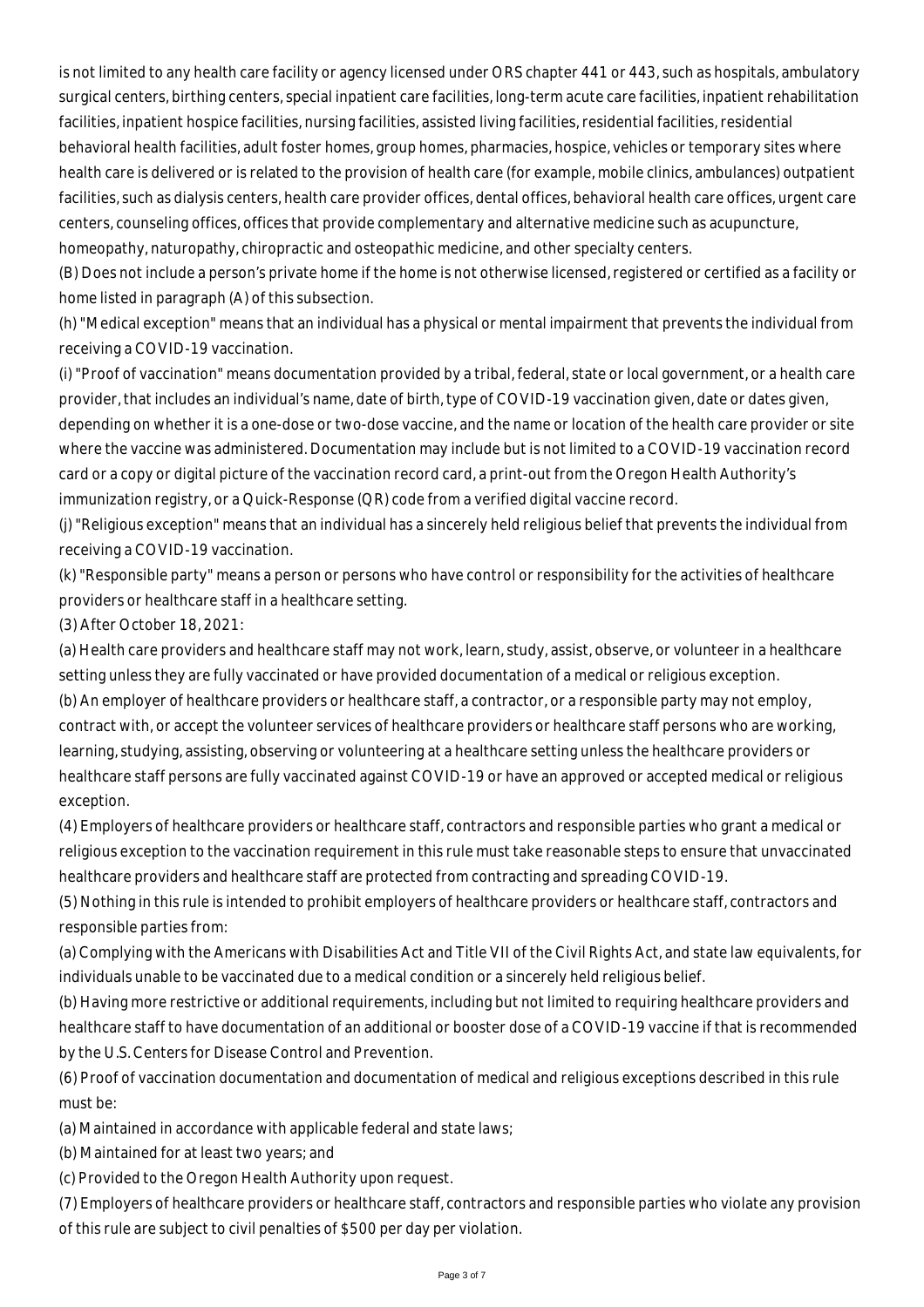is not limited to any health care facility or agency licensed under ORS chapter 441 or 443, such as hospitals, ambulatory surgical centers, birthing centers, special inpatient care facilities, long-term acute care facilities, inpatient rehabilitation facilities, inpatient hospice facilities, nursing facilities, assisted living facilities, residential facilities, residential behavioral health facilities, adult foster homes, group homes, pharmacies, hospice, vehicles or temporary sites where health care is delivered or is related to the provision of health care (for example, mobile clinics, ambulances) outpatient facilities, such as dialysis centers, health care provider offices, dental offices, behavioral health care offices, urgent care centers, counseling offices, offices that provide complementary and alternative medicine such as acupuncture, homeopathy, naturopathy, chiropractic and osteopathic medicine, and other specialty centers.

(B) Does not include a person's private home if the home is not otherwise licensed, registered or certified as a facility or home listed in paragraph (A) of this subsection.

(h) "Medical exception" means that an individual has a physical or mental impairment that prevents the individual from receiving a COVID-19 vaccination.

(i) "Proof of vaccination" means documentation provided by a tribal, federal, state or local government, or a health care provider, that includes an individual's name, date of birth, type of COVID-19 vaccination given, date or dates given, depending on whether it is a one-dose or two-dose vaccine, and the name or location of the health care provider or site where the vaccine was administered. Documentation may include but is not limited to a COVID-19 vaccination record card or a copy or digital picture of the vaccination record card, a print-out from the Oregon Health Authority's immunization registry, or a Quick-Response (QR) code from a verified digital vaccine record.

(j) "Religious exception" means that an individual has a sincerely held religious belief that prevents the individual from receiving a COVID-19 vaccination.

(k) "Responsible party" means a person or persons who have control or responsibility for the activities of healthcare providers or healthcare staff in a healthcare setting.

(3) After October 18, 2021:

(a) Health care providers and healthcare staff may not work, learn, study, assist, observe, or volunteer in a healthcare setting unless they are fully vaccinated or have provided documentation of a medical or religious exception.

(b) An employer of healthcare providers or healthcare staff, a contractor, or a responsible party may not employ, contract with, or accept the volunteer services of healthcare providers or healthcare staff persons who are working, learning, studying, assisting, observing or volunteering at a healthcare setting unless the healthcare providers or healthcare staff persons are fully vaccinated against COVID-19 or have an approved or accepted medical or religious exception.

(4) Employers of healthcare providers or healthcare staff, contractors and responsible parties who grant a medical or religious exception to the vaccination requirement in this rule must take reasonable steps to ensure that unvaccinated healthcare providers and healthcare staff are protected from contracting and spreading COVID-19.

(5) Nothing in this rule is intended to prohibit employers of healthcare providers or healthcare staff, contractors and responsible parties from:

(a) Complying with the Americans with Disabilities Act and Title VII of the Civil Rights Act, and state law equivalents, for individuals unable to be vaccinated due to a medical condition or a sincerely held religious belief.

(b) Having more restrictive or additional requirements, including but not limited to requiring healthcare providers and healthcare staff to have documentation of an additional or booster dose of a COVID-19 vaccine if that is recommended by the U.S. Centers for Disease Control and Prevention.

(6) Proof of vaccination documentation and documentation of medical and religious exceptions described in this rule must be:

(a) Maintained in accordance with applicable federal and state laws;

(b) Maintained for at least two years; and

(c) Provided to the Oregon Health Authority upon request.

(7) Employers of healthcare providers or healthcare staff, contractors and responsible parties who violate any provision of this rule are subject to civil penalties of $500 per day per violation.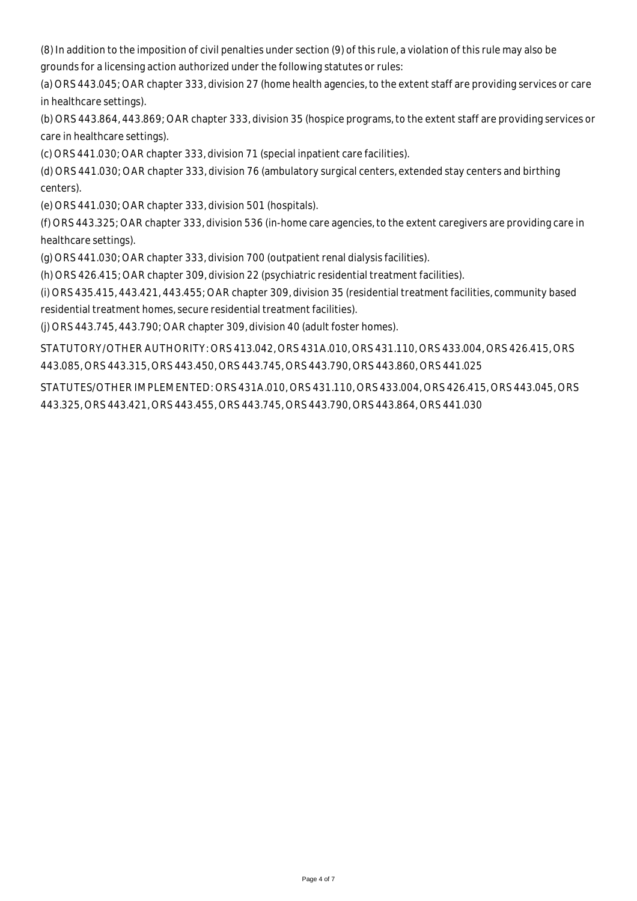(8) In addition to the imposition of civil penalties under section (9) of this rule, a violation of this rule may also be grounds for a licensing action authorized under the following statutes or rules:

(a) ORS 443.045; OAR chapter 333, division 27 (home health agencies, to the extent staff are providing services or care in healthcare settings).

(b) ORS 443.864, 443.869; OAR chapter 333, division 35 (hospice programs, to the extent staff are providing services or care in healthcare settings).

(c) ORS 441.030; OAR chapter 333, division 71 (special inpatient care facilities).

(d) ORS 441.030; OAR chapter 333, division 76 (ambulatory surgical centers, extended stay centers and birthing centers).

(e) ORS 441.030; OAR chapter 333, division 501 (hospitals).

(f) ORS 443.325; OAR chapter 333, division 536 (in-home care agencies, to the extent caregivers are providing care in healthcare settings).

(g) ORS 441.030; OAR chapter 333, division 700 (outpatient renal dialysis facilities).

(h) ORS 426.415; OAR chapter 309, division 22 (psychiatric residential treatment facilities).

(i) ORS 435.415, 443.421, 443.455; OAR chapter 309, division 35 (residential treatment facilities, community based residential treatment homes, secure residential treatment facilities).

(j) ORS 443.745, 443.790; OAR chapter 309, division 40 (adult foster homes).

STATUTORY/OTHER AUTHORITY: ORS 413.042, ORS 431A.010, ORS 431.110, ORS 433.004, ORS 426.415, ORS 443.085, ORS 443.315, ORS 443.450, ORS 443.745, ORS 443.790, ORS 443.860, ORS 441.025

STATUTES/OTHER IMPLEMENTED: ORS 431A.010, ORS 431.110, ORS 433.004, ORS 426.415, ORS 443.045, ORS 443.325, ORS 443.421, ORS 443.455, ORS 443.745, ORS 443.790, ORS 443.864, ORS 441.030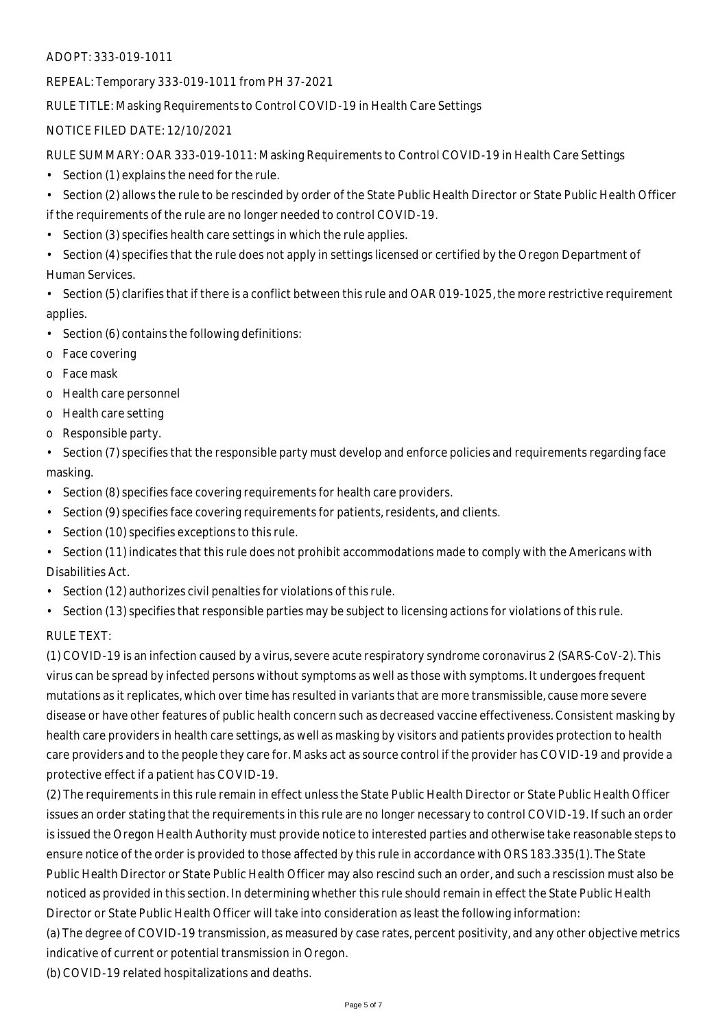ADOPT: 333-019-1011

REPEAL: Temporary 333-019-1011 from PH 37-2021

RULE TITLE: Masking Requirements to Control COVID-19 in Health Care Settings

NOTICE FILED DATE: 12/10/2021

RULE SUMMARY: OAR 333-019-1011: Masking Requirements to Control COVID-19 in Health Care Settings

- Section (1) explains the need for the rule.
- Section (2) allows the rule to be rescinded by order of the State Public Health Director or State Public Health Officer if the requirements of the rule are no longer needed to control COVID-19.
- Section (3) specifies health care settings in which the rule applies.
- Section (4) specifies that the rule does not apply in settings licensed or certified by the Oregon Department of Human Services.
- Section (5) clarifies that if there is a conflict between this rule and OAR 019-1025, the more restrictive requirement applies.
- Section (6) contains the following definitions:
  - o Face covering
  - o Face mask
  - o Health care personnel
  - o Health care setting
  - o Responsible party.
- Section (7) specifies that the responsible party must develop and enforce policies and requirements regarding face masking.
- Section (8) specifies face covering requirements for health care providers.
- Section (9) specifies face covering requirements for patients, residents, and clients.
- Section (10) specifies exceptions to this rule.
- Section (11) indicates that this rule does not prohibit accommodations made to comply with the Americans with Disabilities Act.
- Section (12) authorizes civil penalties for violations of this rule.
- Section (13) specifies that responsible parties may be subject to licensing actions for violations of this rule.

RULE TEXT:

(1) COVID-19 is an infection caused by a virus, severe acute respiratory syndrome coronavirus 2 (SARS-CoV-2). This virus can be spread by infected persons without symptoms as well as those with symptoms. It undergoes frequent mutations as it replicates, which over time has resulted in variants that are more transmissible, cause more severe disease or have other features of public health concern such as decreased vaccine effectiveness. Consistent masking by health care providers in health care settings, as well as masking by visitors and patients provides protection to health care providers and to the people they care for. Masks act as source control if the provider has COVID-19 and provide a protective effect if a patient has COVID-19.

(2) The requirements in this rule remain in effect unless the State Public Health Director or State Public Health Officer issues an order stating that the requirements in this rule are no longer necessary to control COVID-19. If such an order is issued the Oregon Health Authority must provide notice to interested parties and otherwise take reasonable steps to ensure notice of the order is provided to those affected by this rule in accordance with ORS 183.335(1). The State Public Health Director or State Public Health Officer may also rescind such an order, and such a rescission must also be noticed as provided in this section. In determining whether this rule should remain in effect the State Public Health Director or State Public Health Officer will take into consideration as least the following information:

(a) The degree of COVID-19 transmission, as measured by case rates, percent positivity, and any other objective metrics indicative of current or potential transmission in Oregon.

(b) COVID-19 related hospitalizations and deaths.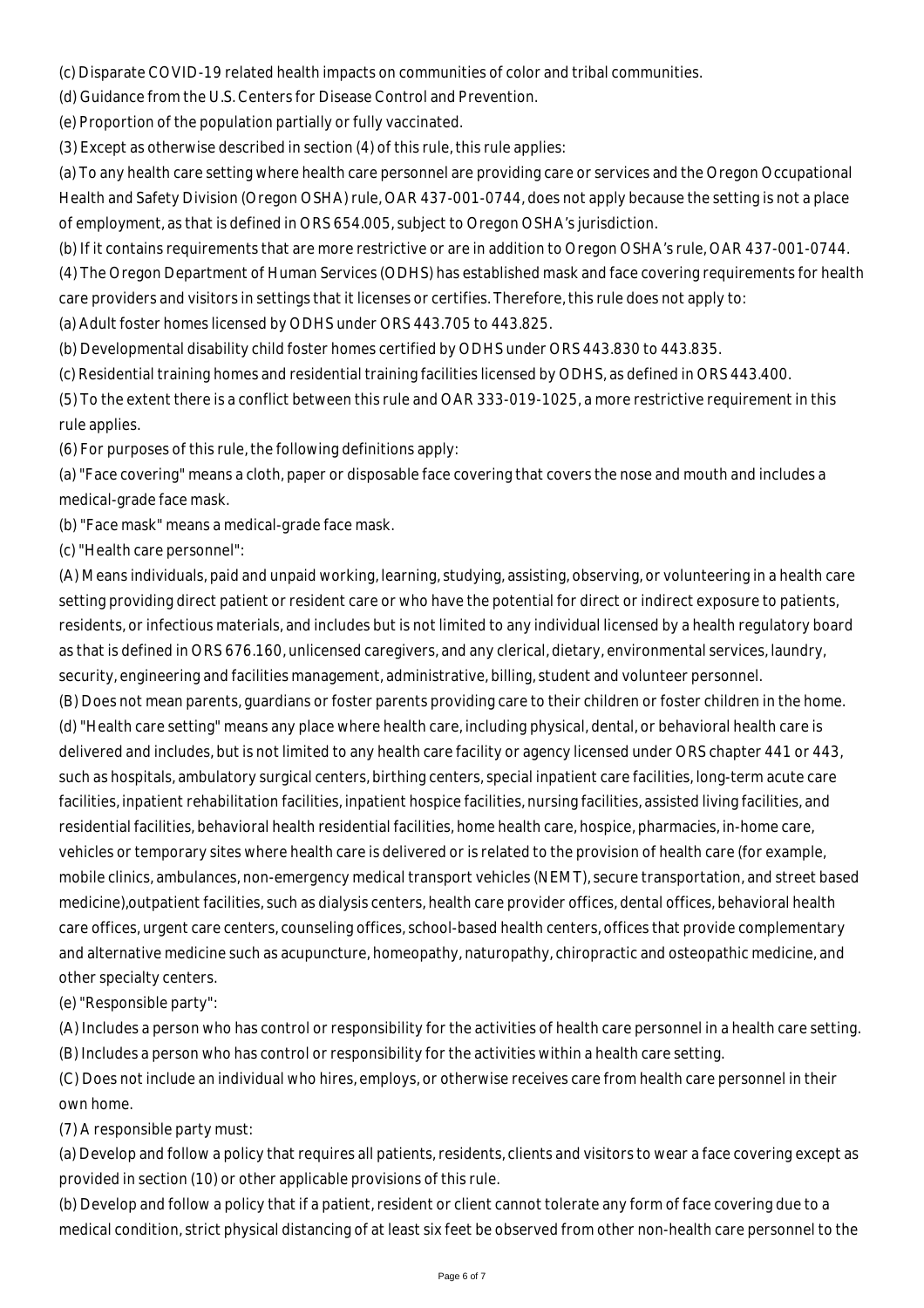(c) Disparate COVID-19 related health impacts on communities of color and tribal communities.

(d) Guidance from the U.S. Centers for Disease Control and Prevention.

(e) Proportion of the population partially or fully vaccinated.

(3) Except as otherwise described in section (4) of this rule, this rule applies:

(a) To any health care setting where health care personnel are providing care or services and the Oregon Occupational Health and Safety Division (Oregon OSHA) rule, OAR 437-001-0744, does not apply because the setting is not a place of employment, as that is defined in ORS 654.005, subject to Oregon OSHA's jurisdiction.

(b) If it contains requirements that are more restrictive or are in addition to Oregon OSHA's rule, OAR 437-001-0744.

(4) The Oregon Department of Human Services (ODHS) has established mask and face covering requirements for health care providers and visitors in settings that it licenses or certifies. Therefore, this rule does not apply to:

(a) Adult foster homes licensed by ODHS under ORS 443.705 to 443.825.

(b) Developmental disability child foster homes certified by ODHS under ORS 443.830 to 443.835.

(c) Residential training homes and residential training facilities licensed by ODHS, as defined in ORS 443.400.

(5) To the extent there is a conflict between this rule and OAR 333-019-1025, a more restrictive requirement in this rule applies.

(6) For purposes of this rule, the following definitions apply:

(a) "Face covering" means a cloth, paper or disposable face covering that covers the nose and mouth and includes a medical-grade face mask.

(b) "Face mask" means a medical-grade face mask.

(c) "Health care personnel":

(A) Means individuals, paid and unpaid working, learning, studying, assisting, observing, or volunteering in a health care setting providing direct patient or resident care or who have the potential for direct or indirect exposure to patients, residents, or infectious materials, and includes but is not limited to any individual licensed by a health regulatory board as that is defined in ORS 676.160, unlicensed caregivers, and any clerical, dietary, environmental services, laundry, security, engineering and facilities management, administrative, billing, student and volunteer personnel.

(B) Does not mean parents, guardians or foster parents providing care to their children or foster children in the home.

(d) "Health care setting" means any place where health care, including physical, dental, or behavioral health care is delivered and includes, but is not limited to any health care facility or agency licensed under ORS chapter 441 or 443, such as hospitals, ambulatory surgical centers, birthing centers, special inpatient care facilities, long-term acute care facilities, inpatient rehabilitation facilities, inpatient hospice facilities, nursing facilities, assisted living facilities, and residential facilities, behavioral health residential facilities, home health care, hospice, pharmacies, in-home care, vehicles or temporary sites where health care is delivered or is related to the provision of health care (for example, mobile clinics, ambulances, non-emergency medical transport vehicles (NEMT), secure transportation, and street based medicine),outpatient facilities, such as dialysis centers, health care provider offices, dental offices, behavioral health care offices, urgent care centers, counseling offices, school-based health centers, offices that provide complementary and alternative medicine such as acupuncture, homeopathy, naturopathy, chiropractic and osteopathic medicine, and other specialty centers.

(e) "Responsible party":

(A) Includes a person who has control or responsibility for the activities of health care personnel in a health care setting.

(B) Includes a person who has control or responsibility for the activities within a health care setting.

(C) Does not include an individual who hires, employs, or otherwise receives care from health care personnel in their own home.

(7) A responsible party must:

(a) Develop and follow a policy that requires all patients, residents, clients and visitors to wear a face covering except as provided in section (10) or other applicable provisions of this rule.

(b) Develop and follow a policy that if a patient, resident or client cannot tolerate any form of face covering due to a medical condition, strict physical distancing of at least six feet be observed from other non-health care personnel to the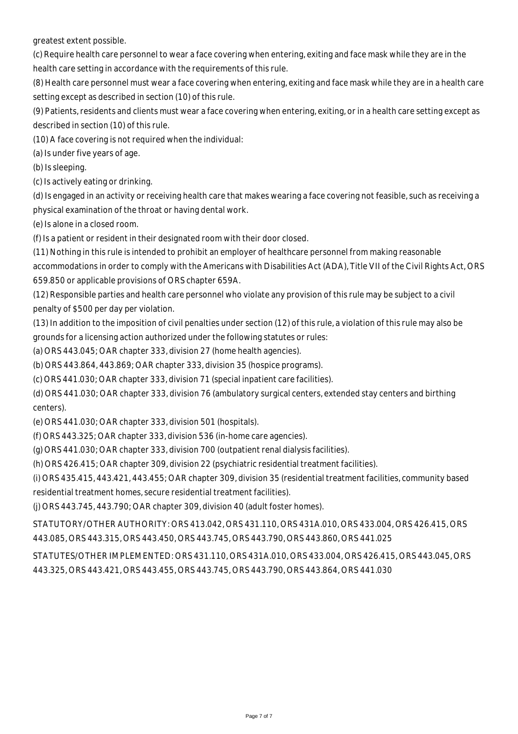greatest extent possible.

(c) Require health care personnel to wear a face covering when entering, exiting and face mask while they are in the health care setting in accordance with the requirements of this rule.

(8) Health care personnel must wear a face covering when entering, exiting and face mask while they are in a health care setting except as described in section (10) of this rule.

(9) Patients, residents and clients must wear a face covering when entering, exiting, or in a health care setting except as described in section (10) of this rule.

(10) A face covering is not required when the individual:

(a) Is under five years of age.

(b) Is sleeping.

(c) Is actively eating or drinking.

(d) Is engaged in an activity or receiving health care that makes wearing a face covering not feasible, such as receiving a physical examination of the throat or having dental work.

(e) Is alone in a closed room.

(f) Is a patient or resident in their designated room with their door closed.

(11) Nothing in this rule is intended to prohibit an employer of healthcare personnel from making reasonable accommodations in order to comply with the Americans with Disabilities Act (ADA), Title VII of the Civil Rights Act, ORS 659.850 or applicable provisions of ORS chapter 659A.

(12) Responsible parties and health care personnel who violate any provision of this rule may be subject to a civil penalty of $500 per day per violation.

(13) In addition to the imposition of civil penalties under section (12) of this rule, a violation of this rule may also be grounds for a licensing action authorized under the following statutes or rules:

(a) ORS 443.045; OAR chapter 333, division 27 (home health agencies).

(b) ORS 443.864, 443.869; OAR chapter 333, division 35 (hospice programs).

(c) ORS 441.030; OAR chapter 333, division 71 (special inpatient care facilities).

(d) ORS 441.030; OAR chapter 333, division 76 (ambulatory surgical centers, extended stay centers and birthing centers).

(e) ORS 441.030; OAR chapter 333, division 501 (hospitals).

(f) ORS 443.325; OAR chapter 333, division 536 (in-home care agencies).

(g) ORS 441.030; OAR chapter 333, division 700 (outpatient renal dialysis facilities).

(h) ORS 426.415; OAR chapter 309, division 22 (psychiatric residential treatment facilities).

(i) ORS 435.415, 443.421, 443.455; OAR chapter 309, division 35 (residential treatment facilities, community based residential treatment homes, secure residential treatment facilities).

(j) ORS 443.745, 443.790; OAR chapter 309, division 40 (adult foster homes).

STATUTORY/OTHER AUTHORITY: ORS 413.042, ORS 431.110, ORS 431A.010, ORS 433.004, ORS 426.415, ORS 443.085, ORS 443.315, ORS 443.450, ORS 443.745, ORS 443.790, ORS 443.860, ORS 441.025

STATUTES/OTHER IMPLEMENTED: ORS 431.110, ORS 431A.010, ORS 433.004, ORS 426.415, ORS 443.045, ORS 443.325, ORS 443.421, ORS 443.455, ORS 443.745, ORS 443.790, ORS 443.864, ORS 441.030